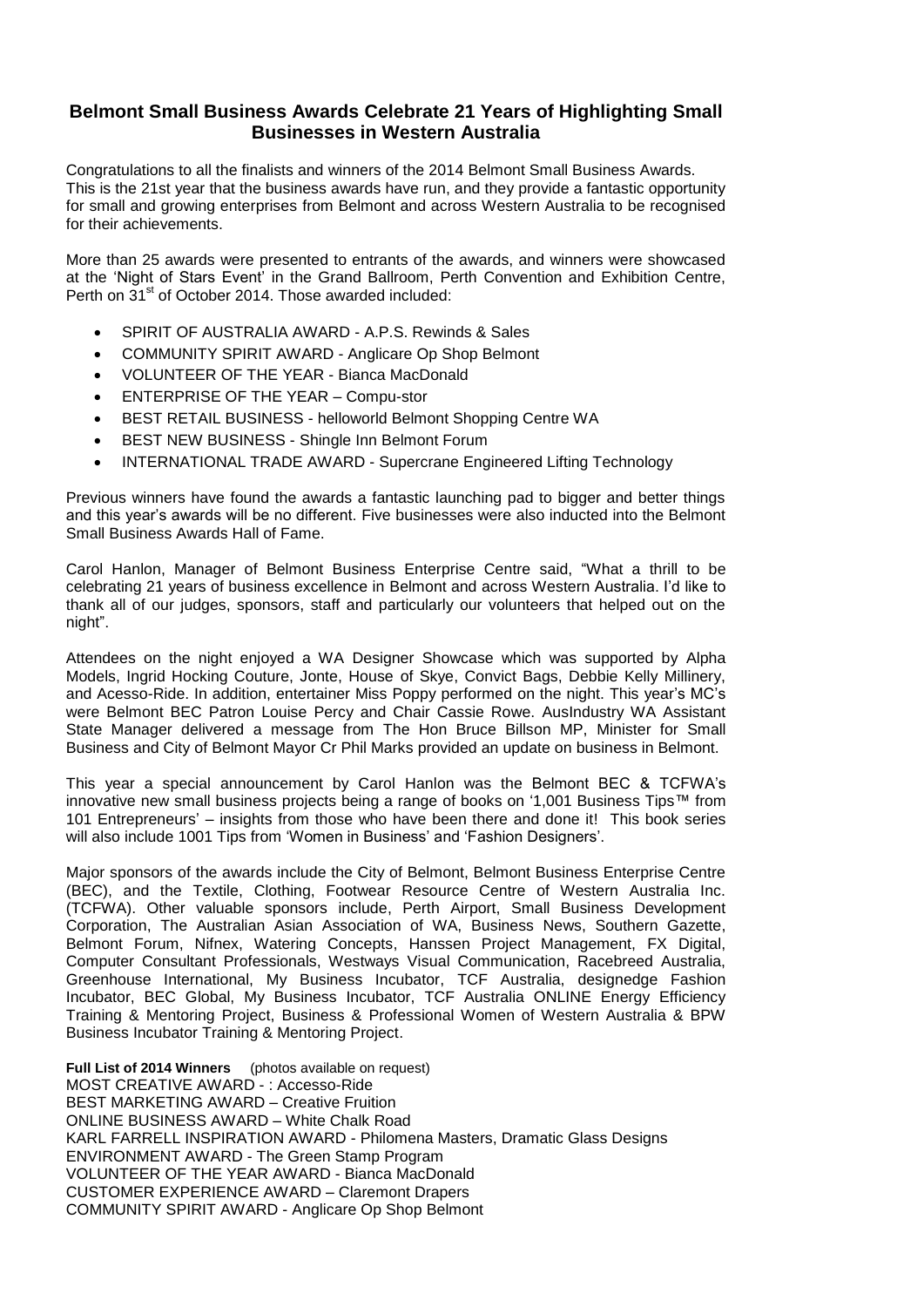# Belmont Small Business Awards Celebrate 21 Years of Highlighting Small Businesses in Western Australia

Congratulations to all the finalists and winners of the 2014 Belmont Small Business Awards. This is the 21st year that the business awards have run, and they provide a fantastic opportunity for small and growing enterprises from Belmont and across Western Australia to be recognised for their achievements.

More than 25 awards were presented to entrants of the awards, and winners were showcased at the 'Night of Stars Event' in the Grand Ballroom, Perth Convention and Exhibition Centre, Perth on 31st of October 2014. Those awarded included:

- SPIRIT OF AUSTRALIA AWARD - A.P.S. Rewinds & Sales
- COMMUNITY SPIRIT AWARD - Anglicare Op Shop Belmont
- VOLUNTEER OF THE YEAR - Bianca MacDonald
- ENTERPRISE OF THE YEAR – Compu-stor
- BEST RETAIL BUSINESS - helloworld Belmont Shopping Centre WA
- BEST NEW BUSINESS - Shingle Inn Belmont Forum
- INTERNATIONAL TRADE AWARD - Supercrane Engineered Lifting Technology

Previous winners have found the awards a fantastic launching pad to bigger and better things and this year's awards will be no different. Five businesses were also inducted into the Belmont Small Business Awards Hall of Fame.

Carol Hanlon, Manager of Belmont Business Enterprise Centre said, "What a thrill to be celebrating 21 years of business excellence in Belmont and across Western Australia. I'd like to thank all of our judges, sponsors, staff and particularly our volunteers that helped out on the night".

Attendees on the night enjoyed a WA Designer Showcase which was supported by Alpha Models, Ingrid Hocking Couture, Jonte, House of Skye, Convict Bags, Debbie Kelly Millinery, and Acesso-Ride. In addition, entertainer Miss Poppy performed on the night. This year's MC's were Belmont BEC Patron Louise Percy and Chair Cassie Rowe. AusIndustry WA Assistant State Manager delivered a message from The Hon Bruce Billson MP, Minister for Small Business and City of Belmont Mayor Cr Phil Marks provided an update on business in Belmont.

This year a special announcement by Carol Hanlon was the Belmont BEC & TCFWA's innovative new small business projects being a range of books on '1,001 Business Tips™ from 101 Entrepreneurs' – insights from those who have been there and done it! This book series will also include 1001 Tips from 'Women in Business' and 'Fashion Designers'.

Major sponsors of the awards include the City of Belmont, Belmont Business Enterprise Centre (BEC), and the Textile, Clothing, Footwear Resource Centre of Western Australia Inc. (TCFWA). Other valuable sponsors include, Perth Airport, Small Business Development Corporation, The Australian Asian Association of WA, Business News, Southern Gazette, Belmont Forum, Nifnex, Watering Concepts, Hanssen Project Management, FX Digital, Computer Consultant Professionals, Westways Visual Communication, Racebreed Australia, Greenhouse International, My Business Incubator, TCF Australia, designedge Fashion Incubator, BEC Global, My Business Incubator, TCF Australia ONLINE Energy Efficiency Training & Mentoring Project, Business & Professional Women of Western Australia & BPW Business Incubator Training & Mentoring Project.

**Full List of 2014 Winners** (photos available on request)
MOST CREATIVE AWARD - : Accesso-Ride
BEST MARKETING AWARD – Creative Fruition
ONLINE BUSINESS AWARD – White Chalk Road
KARL FARRELL INSPIRATION AWARD - Philomena Masters, Dramatic Glass Designs
ENVIRONMENT AWARD - The Green Stamp Program
VOLUNTEER OF THE YEAR AWARD - Bianca MacDonald
CUSTOMER EXPERIENCE AWARD – Claremont Drapers
COMMUNITY SPIRIT AWARD - Anglicare Op Shop Belmont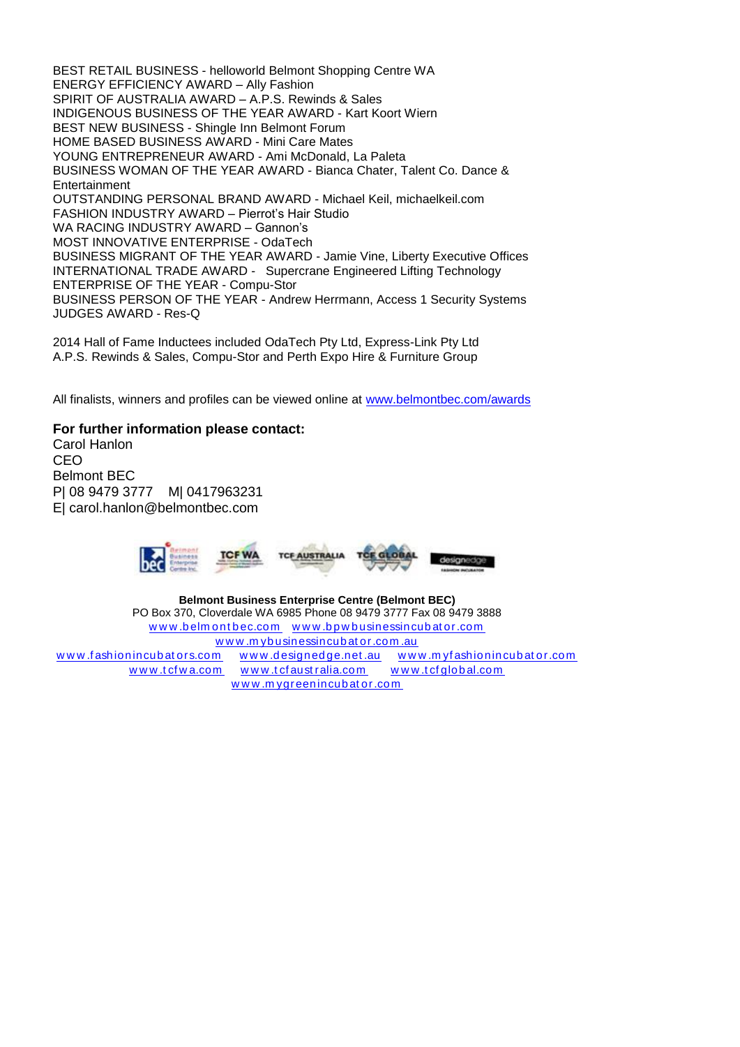BEST RETAIL BUSINESS - helloworld Belmont Shopping Centre WA
ENERGY EFFICIENCY AWARD – Ally Fashion
SPIRIT OF AUSTRALIA AWARD – A.P.S. Rewinds & Sales
INDIGENOUS BUSINESS OF THE YEAR AWARD - Kart Koort Wiern
BEST NEW BUSINESS - Shingle Inn Belmont Forum
HOME BASED BUSINESS AWARD - Mini Care Mates
YOUNG ENTREPRENEUR AWARD - Ami McDonald, La Paleta
BUSINESS WOMAN OF THE YEAR AWARD - Bianca Chater, Talent Co. Dance & Entertainment
OUTSTANDING PERSONAL BRAND AWARD - Michael Keil, michaelkeil.com
FASHION INDUSTRY AWARD – Pierrot's Hair Studio
WA RACING INDUSTRY AWARD – Gannon's
MOST INNOVATIVE ENTERPRISE - OdaTech
BUSINESS MIGRANT OF THE YEAR AWARD - Jamie Vine, Liberty Executive Offices
INTERNATIONAL TRADE AWARD - Supercrane Engineered Lifting Technology
ENTERPRISE OF THE YEAR - Compu-Stor
BUSINESS PERSON OF THE YEAR - Andrew Herrmann, Access 1 Security Systems
JUDGES AWARD - Res-Q

2014 Hall of Fame Inductees included OdaTech Pty Ltd, Express-Link Pty Ltd A.P.S. Rewinds & Sales, Compu-Stor and Perth Expo Hire & Furniture Group

All finalists, winners and profiles can be viewed online at www.belmontbec.com/awards

**For further information please contact:**
Carol Hanlon
CEO
Belmont BEC
P| 08 9479 3777 M| 0417963231
E| carol.hanlon@belmontbec.com

**Belmont Business Enterprise Centre (Belmont BEC)**
PO Box 370, Cloverdale WA 6985 Phone 08 9479 3777 Fax 08 9479 3888
www.belmontbec.com www.bpwbusinessincubator.com
www.mybusinessincubator.com.au
www.fashionincubators.com www.designedge.net.au www.myfashionincubator.com
www.tcfwa.com www.tcfaustralia.com www.tcfglobal.com
www.mygreenincubator.com